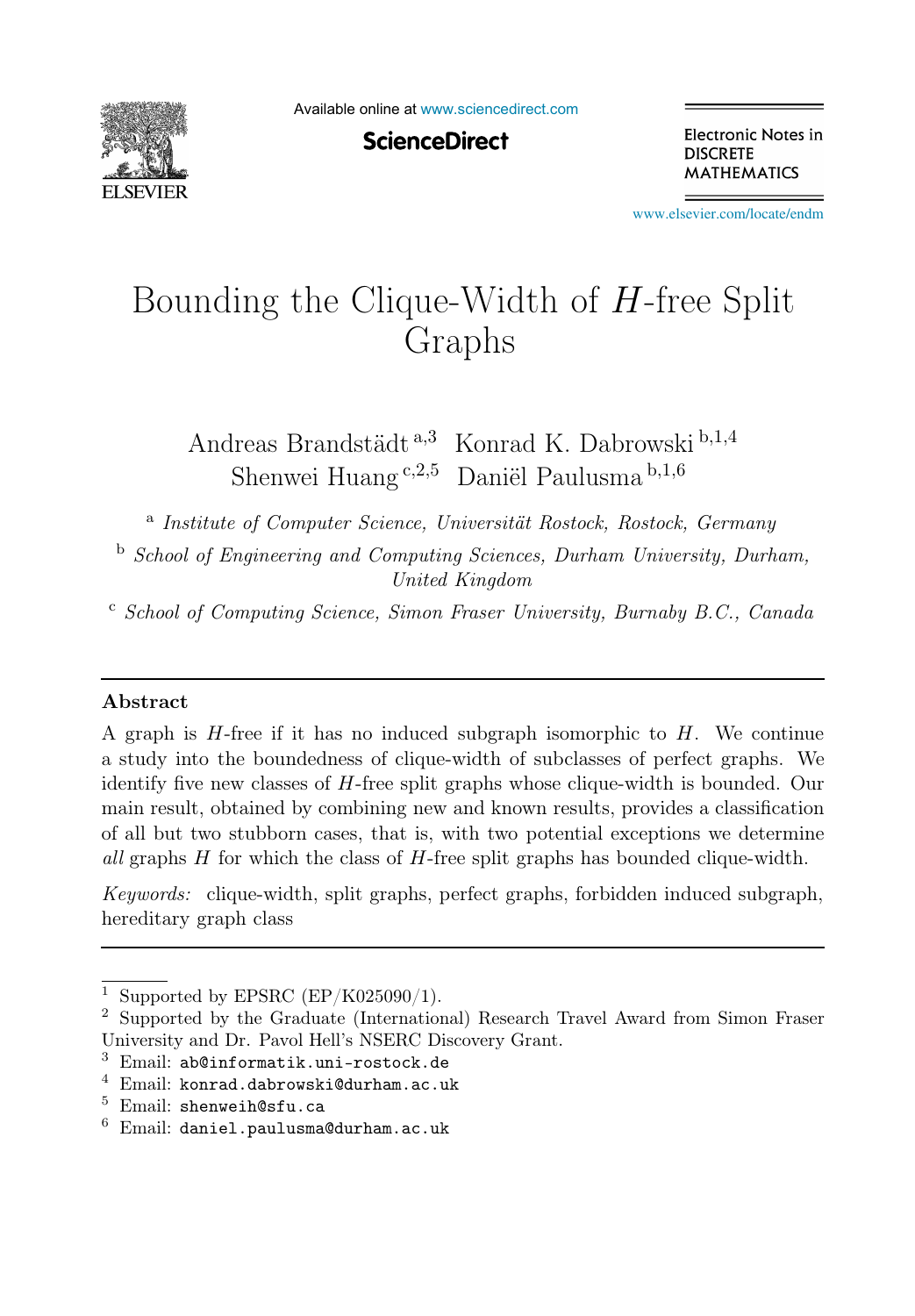# Bounding the Clique-Width of $H$-free Split Graphs

Andreas Brandstädt [a,3] Konrad K. Dabrowski [b,1,4]
Shenwei Huang [c,2,5] Daniël Paulusma [b,1,6]

[a] *Institute of Computer Science, Universität Rostock, Rostock, Germany*

[b] *School of Engineering and Computing Sciences, Durham University, Durham, United Kingdom*

[c] *School of Computing Science, Simon Fraser University, Burnaby B.C., Canada*

## Abstract

A graph is $H$-free if it has no induced subgraph isomorphic to $H$. We continue a study into the boundedness of clique-width of subclasses of perfect graphs. We identify five new classes of $H$-free split graphs whose clique-width is bounded. Our main result, obtained by combining new and known results, provides a classification of all but two stubborn cases, that is, with two potential exceptions we determine *all* graphs $H$ for which the class of $H$-free split graphs has bounded clique-width.

*Keywords:* clique-width, split graphs, perfect graphs, forbidden induced subgraph, hereditary graph class

---

[1] Supported by EPSRC (EP/K025090/1).

[2] Supported by the Graduate (International) Research Travel Award from Simon Fraser University and Dr. Pavol Hell's NSERC Discovery Grant.

[3] Email: `ab@informatik.uni-rostock.de`

[4] Email: `konrad.dabrowski@durham.ac.uk`

[5] Email: `shenweih@sfu.ca`

[6] Email: `daniel.paulusma@durham.ac.uk`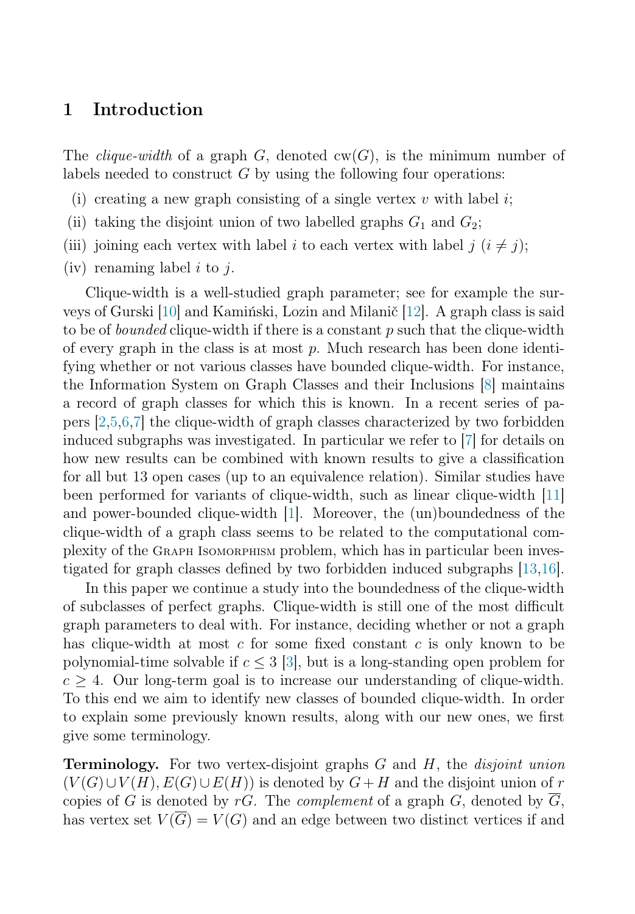## 1 Introduction

The *clique-width* of a graph $G$, denoted $\mathrm{cw}(G)$, is the minimum number of labels needed to construct $G$ by using the following four operations:

(i) creating a new graph consisting of a single vertex $v$ with label $i$;

(ii) taking the disjoint union of two labelled graphs $G_1$ and $G_2$;

(iii) joining each vertex with label $i$ to each vertex with label $j$ ($i \neq j$);

(iv) renaming label $i$ to $j$.

Clique-width is a well-studied graph parameter; see for example the surveys of Gurski [10] and Kamiński, Lozin and Milanič [12]. A graph class is said to be of *bounded* clique-width if there is a constant $p$ such that the clique-width of every graph in the class is at most $p$. Much research has been done identifying whether or not various classes have bounded clique-width. For instance, the Information System on Graph Classes and their Inclusions [8] maintains a record of graph classes for which this is known. In a recent series of papers [2,5,6,7] the clique-width of graph classes characterized by two forbidden induced subgraphs was investigated. In particular we refer to [7] for details on how new results can be combined with known results to give a classification for all but 13 open cases (up to an equivalence relation). Similar studies have been performed for variants of clique-width, such as linear clique-width [11] and power-bounded clique-width [1]. Moreover, the (un)boundedness of the clique-width of a graph class seems to be related to the computational complexity of the Graph Isomorphism problem, which has in particular been investigated for graph classes defined by two forbidden induced subgraphs [13,16].

In this paper we continue a study into the boundedness of the clique-width of subclasses of perfect graphs. Clique-width is still one of the most difficult graph parameters to deal with. For instance, deciding whether or not a graph has clique-width at most $c$ for some fixed constant $c$ is only known to be polynomial-time solvable if $c \leq 3$ [3], but is a long-standing open problem for $c \geq 4$. Our long-term goal is to increase our understanding of clique-width. To this end we aim to identify new classes of bounded clique-width. In order to explain some previously known results, along with our new ones, we first give some terminology.

**Terminology.** For two vertex-disjoint graphs $G$ and $H$, the *disjoint union* $(V(G) \cup V(H), E(G) \cup E(H))$ is denoted by $G + H$ and the disjoint union of $r$ copies of $G$ is denoted by $rG$. The *complement* of a graph $G$, denoted by $\overline{G}$, has vertex set $V(\overline{G}) = V(G)$ and an edge between two distinct vertices if and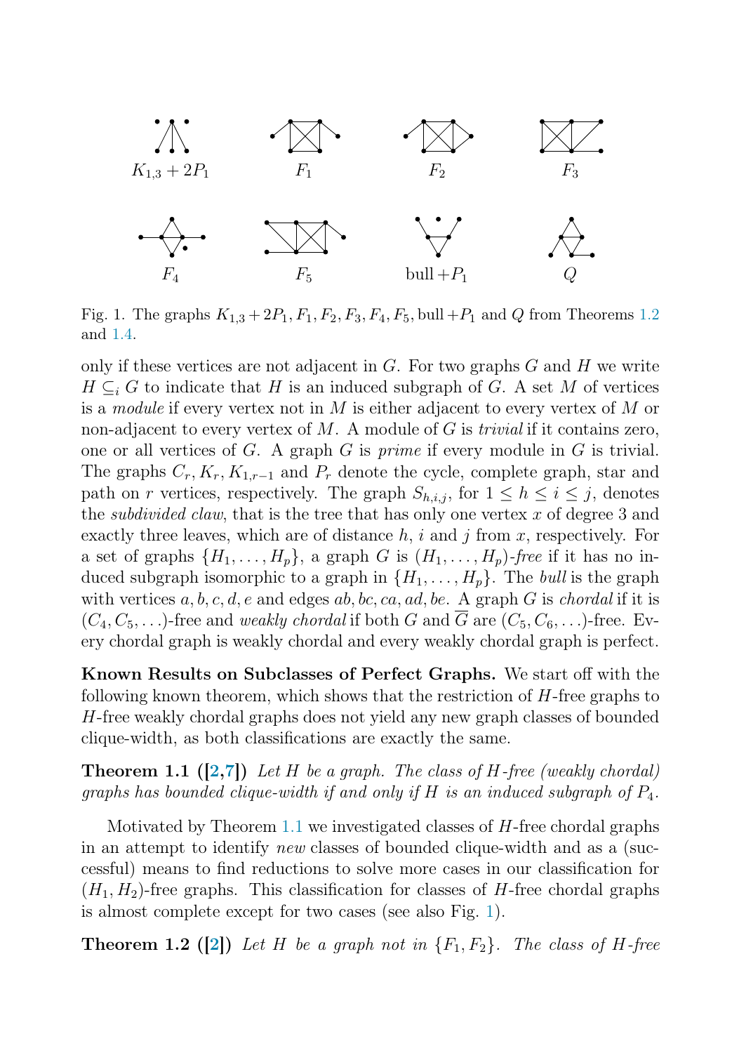Fig. 1. The graphs $K_{1,3} + 2P_1, F_1, F_2, F_3, F_4, F_5$, bull $+P_1$ and $Q$ from Theorems 1.2 and 1.4.

only if these vertices are not adjacent in $G$. For two graphs $G$ and $H$ we write $H \subseteq_i G$ to indicate that $H$ is an induced subgraph of $G$. A set $M$ of vertices is a *module* if every vertex not in $M$ is either adjacent to every vertex of $M$ or non-adjacent to every vertex of $M$. A module of $G$ is *trivial* if it contains zero, one or all vertices of $G$. A graph $G$ is *prime* if every module in $G$ is trivial. The graphs $C_r, K_r, K_{1,r-1}$ and $P_r$ denote the cycle, complete graph, star and path on $r$ vertices, respectively. The graph $S_{h,i,j}$, for $1 \leq h \leq i \leq j$, denotes the *subdivided claw*, that is the tree that has only one vertex $x$ of degree 3 and exactly three leaves, which are of distance $h$, $i$ and $j$ from $x$, respectively. For a set of graphs $\{H_1, \ldots, H_p\}$, a graph $G$ is $(H_1, \ldots, H_p)$*-free* if it has no induced subgraph isomorphic to a graph in $\{H_1, \ldots, H_p\}$. The *bull* is the graph with vertices $a, b, c, d, e$ and edges $ab, bc, ca, ad, be$. A graph $G$ is *chordal* if it is $(C_4, C_5, \ldots)$-free and *weakly chordal* if both $G$ and $\overline{G}$ are $(C_5, C_6, \ldots)$-free. Every chordal graph is weakly chordal and every weakly chordal graph is perfect.

**Known Results on Subclasses of Perfect Graphs.** We start off with the following known theorem, which shows that the restriction of $H$-free graphs to $H$-free weakly chordal graphs does not yield any new graph classes of bounded clique-width, as both classifications are exactly the same.

**Theorem 1.1 ([2,7])** *Let $H$ be a graph. The class of $H$-free (weakly chordal) graphs has bounded clique-width if and only if $H$ is an induced subgraph of $P_4$.*

Motivated by Theorem 1.1 we investigated classes of $H$-free chordal graphs in an attempt to identify *new* classes of bounded clique-width and as a (successful) means to find reductions to solve more cases in our classification for $(H_1, H_2)$-free graphs. This classification for classes of $H$-free chordal graphs is almost complete except for two cases (see also Fig. 1).

**Theorem 1.2 ([2])** *Let $H$ be a graph not in $\{F_1, F_2\}$. The class of $H$-free*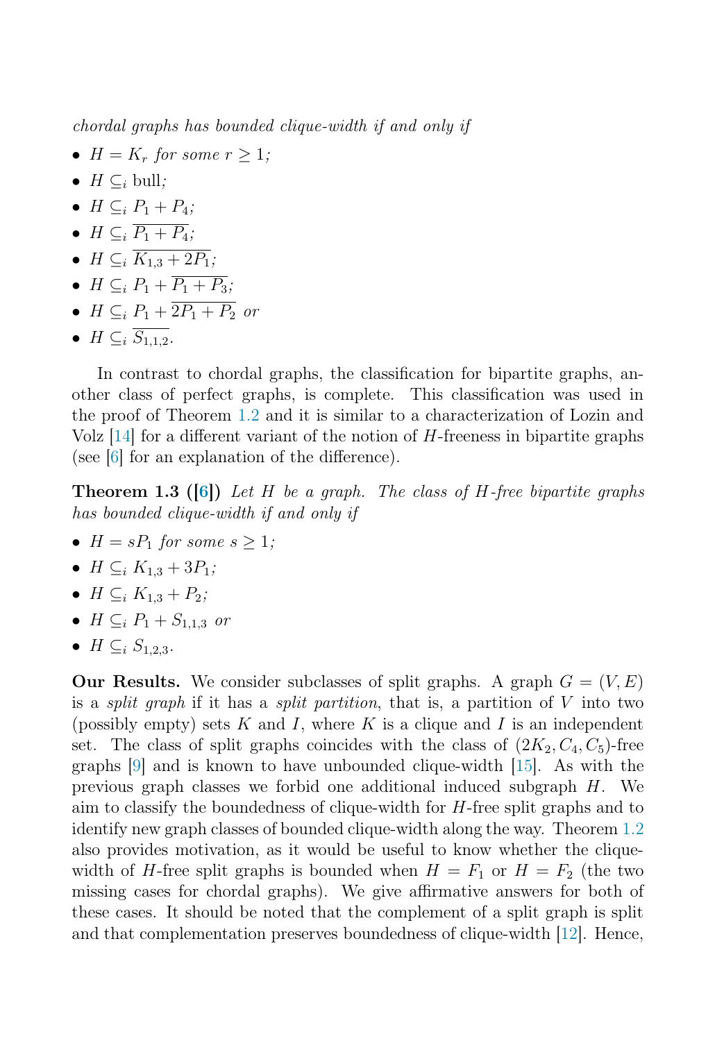*chordal graphs has bounded clique-width if and only if*

- $H = K_r$ *for some* $r \geq 1$*;*
- $H \subseteq_i$ bull*;*
- $H \subseteq_i P_1 + P_4$*;*
- $H \subseteq_i \overline{P_1 + P_4}$*;*
- $H \subseteq_i \overline{K_{1,3} + 2P_1}$*;*
- $H \subseteq_i P_1 + \overline{P_1 + P_3}$*;*
- $H \subseteq_i P_1 + \overline{2P_1 + P_2}$ *or*
- $H \subseteq_i \overline{S_{1,1,2}}$.

In contrast to chordal graphs, the classification for bipartite graphs, another class of perfect graphs, is complete. This classification was used in the proof of Theorem 1.2 and it is similar to a characterization of Lozin and Volz [14] for a different variant of the notion of $H$-freeness in bipartite graphs (see [6] for an explanation of the difference).

**Theorem 1.3 ([6])** *Let $H$ be a graph. The class of $H$-free bipartite graphs has bounded clique-width if and only if*

- $H = sP_1$ *for some* $s \geq 1$*;*
- $H \subseteq_i K_{1,3} + 3P_1$*;*
- $H \subseteq_i K_{1,3} + P_2$*;*
- $H \subseteq_i P_1 + S_{1,1,3}$ *or*
- $H \subseteq_i S_{1,2,3}$.

**Our Results.** We consider subclasses of split graphs. A graph $G = (V, E)$ is a *split graph* if it has a *split partition*, that is, a partition of $V$ into two (possibly empty) sets $K$ and $I$, where $K$ is a clique and $I$ is an independent set. The class of split graphs coincides with the class of $(2K_2, C_4, C_5)$-free graphs [9] and is known to have unbounded clique-width [15]. As with the previous graph classes we forbid one additional induced subgraph $H$. We aim to classify the boundedness of clique-width for $H$-free split graphs and to identify new graph classes of bounded clique-width along the way. Theorem 1.2 also provides motivation, as it would be useful to know whether the clique-width of $H$-free split graphs is bounded when $H = F_1$ or $H = F_2$ (the two missing cases for chordal graphs). We give affirmative answers for both of these cases. It should be noted that the complement of a split graph is split and that complementation preserves boundedness of clique-width [12]. Hence,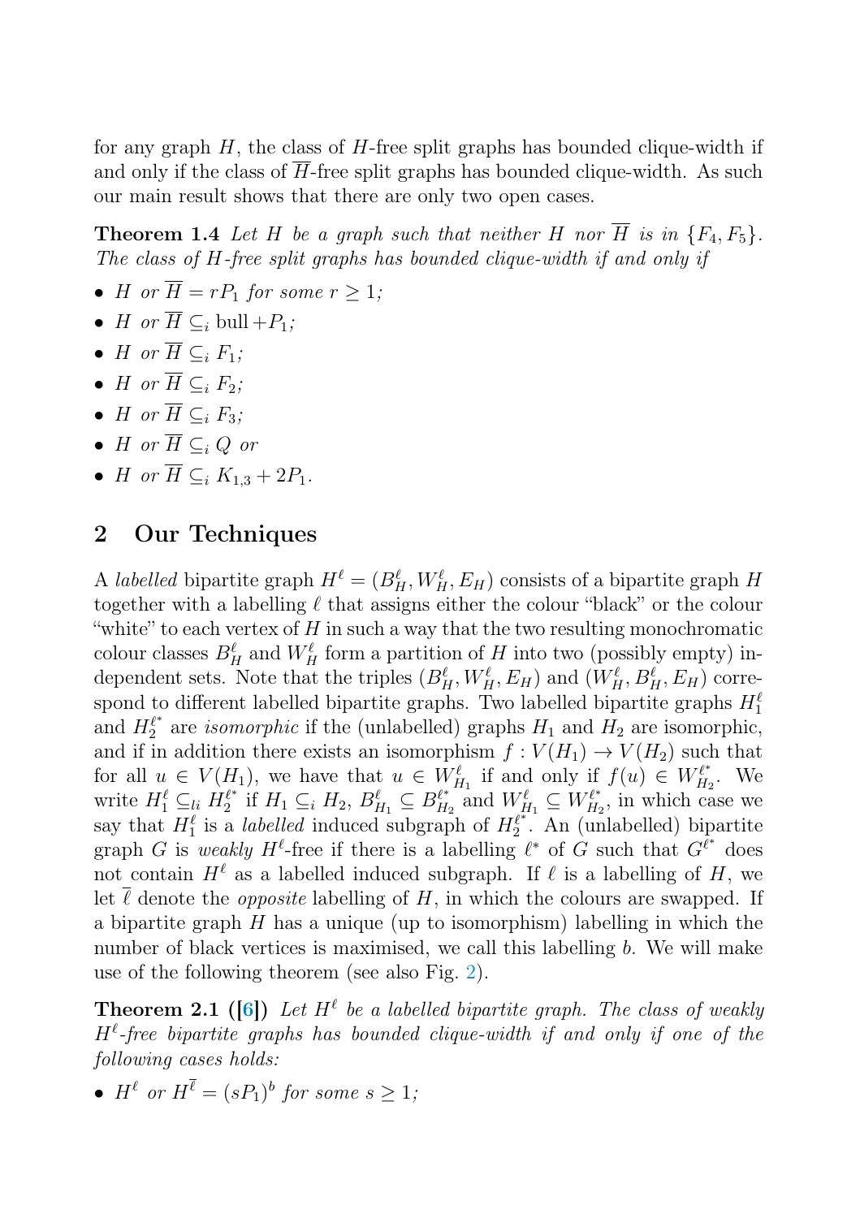for any graph $H$, the class of $H$-free split graphs has bounded clique-width if and only if the class of $\overline{H}$-free split graphs has bounded clique-width. As such our main result shows that there are only two open cases.

**Theorem 1.4** *Let $H$ be a graph such that neither $H$ nor $\overline{H}$ is in $\{F_4, F_5\}$. The class of $H$-free split graphs has bounded clique-width if and only if*

- *$H$ or $\overline{H} = rP_1$ for some $r \geq 1$;*
- *$H$ or $\overline{H} \subseteq_i$ bull $+P_1$;*
- *$H$ or $\overline{H} \subseteq_i F_1$;*
- *$H$ or $\overline{H} \subseteq_i F_2$;*
- *$H$ or $\overline{H} \subseteq_i F_3$;*
- *$H$ or $\overline{H} \subseteq_i Q$ or*
- *$H$ or $\overline{H} \subseteq_i K_{1,3} + 2P_1$.*

## 2 Our Techniques

A *labelled* bipartite graph $H^\ell = (B_H^\ell, W_H^\ell, E_H)$ consists of a bipartite graph $H$ together with a labelling $\ell$ that assigns either the colour "black" or the colour "white" to each vertex of $H$ in such a way that the two resulting monochromatic colour classes $B_H^\ell$ and $W_H^\ell$ form a partition of $H$ into two (possibly empty) independent sets. Note that the triples $(B_H^\ell, W_H^\ell, E_H)$ and $(W_H^\ell, B_H^\ell, E_H)$ correspond to different labelled bipartite graphs. Two labelled bipartite graphs $H_1^\ell$ and $H_2^{\ell^*}$ are *isomorphic* if the (unlabelled) graphs $H_1$ and $H_2$ are isomorphic, and if in addition there exists an isomorphism $f : V(H_1) \to V(H_2)$ such that for all $u \in V(H_1)$, we have that $u \in W_{H_1}^\ell$ if and only if $f(u) \in W_{H_2}^{\ell^*}$. We write $H_1^\ell \subseteq_{li} H_2^{\ell^*}$ if $H_1 \subseteq_i H_2$, $B_{H_1}^\ell \subseteq B_{H_2}^{\ell^*}$ and $W_{H_1}^\ell \subseteq W_{H_2}^{\ell^*}$, in which case we say that $H_1^\ell$ is a *labelled* induced subgraph of $H_2^{\ell^*}$. An (unlabelled) bipartite graph $G$ is *weakly* $H^\ell$-free if there is a labelling $\ell^*$ of $G$ such that $G^{\ell^*}$ does not contain $H^\ell$ as a labelled induced subgraph. If $\ell$ is a labelling of $H$, we let $\overline{\ell}$ denote the *opposite* labelling of $H$, in which the colours are swapped. If a bipartite graph $H$ has a unique (up to isomorphism) labelling in which the number of black vertices is maximised, we call this labelling $b$. We will make use of the following theorem (see also Fig. 2).

**Theorem 2.1 ([6])** *Let $H^\ell$ be a labelled bipartite graph. The class of weakly $H^\ell$-free bipartite graphs has bounded clique-width if and only if one of the following cases holds:*

- *$H^\ell$ or $H^{\overline{\ell}} = (sP_1)^b$ for some $s \geq 1$;*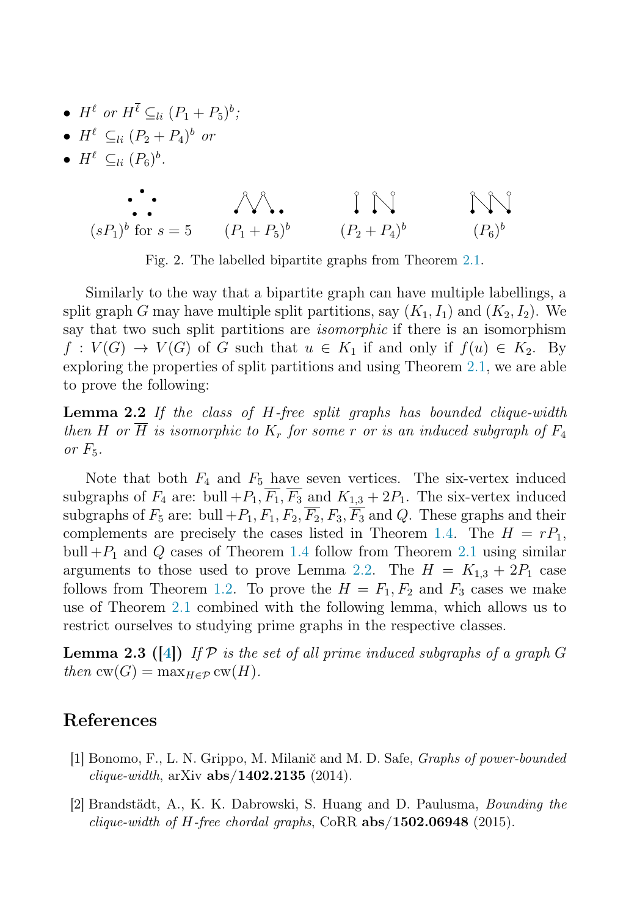- $H^\ell$ *or* $H^{\overline{\ell}} \subseteq_{li} (P_1 + P_5)^b$;
- $H^\ell \subseteq_{li} (P_2 + P_4)^b$ *or*
- $H^\ell \subseteq_{li} (P_6)^b$.

$(sP_1)^b$ for $s = 5$ $\quad$ $(P_1 + P_5)^b$ $\quad$ $(P_2 + P_4)^b$ $\quad$ $(P_6)^b$

Fig. 2. The labelled bipartite graphs from Theorem 2.1.

Similarly to the way that a bipartite graph can have multiple labellings, a split graph $G$ may have multiple split partitions, say $(K_1, I_1)$ and $(K_2, I_2)$. We say that two such split partitions are *isomorphic* if there is an isomorphism $f : V(G) \to V(G)$ of $G$ such that $u \in K_1$ if and only if $f(u) \in K_2$. By exploring the properties of split partitions and using Theorem 2.1, we are able to prove the following:

**Lemma 2.2** *If the class of $H$-free split graphs has bounded clique-width then $H$ or $\overline{H}$ is isomorphic to $K_r$ for some $r$ or is an induced subgraph of $F_4$ or $F_5$.*

Note that both $F_4$ and $F_5$ have seven vertices. The six-vertex induced subgraphs of $F_4$ are: bull $+P_1$, $\overline{F_1}$, $\overline{F_3}$ and $K_{1,3} + 2P_1$. The six-vertex induced subgraphs of $F_5$ are: bull $+P_1$, $F_1$, $F_2$, $\overline{F_2}$, $F_3$, $\overline{F_3}$ and $Q$. These graphs and their complements are precisely the cases listed in Theorem 1.4. The $H = rP_1$, bull $+P_1$ and $Q$ cases of Theorem 1.4 follow from Theorem 2.1 using similar arguments to those used to prove Lemma 2.2. The $H = K_{1,3} + 2P_1$ case follows from Theorem 1.2. To prove the $H = F_1, F_2$ and $F_3$ cases we make use of Theorem 2.1 combined with the following lemma, which allows us to restrict ourselves to studying prime graphs in the respective classes.

**Lemma 2.3 ([4])** *If $\mathcal{P}$ is the set of all prime induced subgraphs of a graph $G$ then* $\mathrm{cw}(G) = \max_{H \in \mathcal{P}} \mathrm{cw}(H)$.

## References

[1] Bonomo, F., L. N. Grippo, M. Milanič and M. D. Safe, *Graphs of power-bounded clique-width*, arXiv **abs/1402.2135** (2014).

[2] Brandstädt, A., K. K. Dabrowski, S. Huang and D. Paulusma, *Bounding the clique-width of H-free chordal graphs*, CoRR **abs/1502.06948** (2015).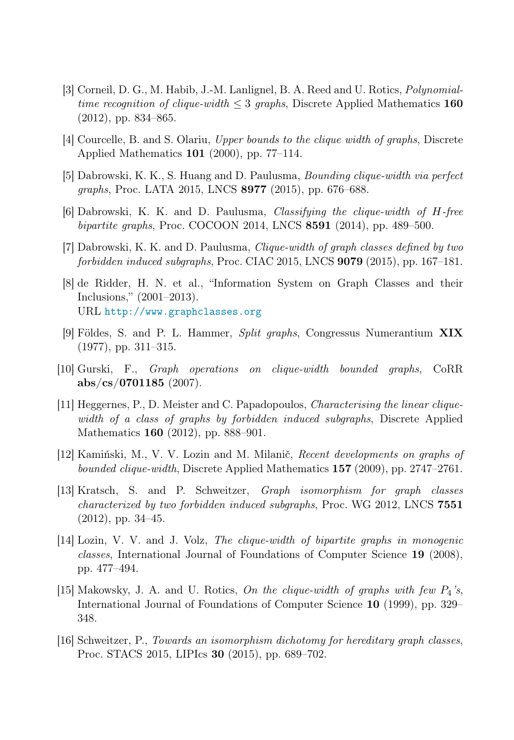[3] Corneil, D. G., M. Habib, J.-M. Lanlignel, B. A. Reed and U. Rotics, *Polynomial-time recognition of clique-width $\leq 3$ graphs*, Discrete Applied Mathematics **160** (2012), pp. 834–865.

[4] Courcelle, B. and S. Olariu, *Upper bounds to the clique width of graphs*, Discrete Applied Mathematics **101** (2000), pp. 77–114.

[5] Dabrowski, K. K., S. Huang and D. Paulusma, *Bounding clique-width via perfect graphs*, Proc. LATA 2015, LNCS **8977** (2015), pp. 676–688.

[6] Dabrowski, K. K. and D. Paulusma, *Classifying the clique-width of $H$-free bipartite graphs*, Proc. COCOON 2014, LNCS **8591** (2014), pp. 489–500.

[7] Dabrowski, K. K. and D. Paulusma, *Clique-width of graph classes defined by two forbidden induced subgraphs*, Proc. CIAC 2015, LNCS **9079** (2015), pp. 167–181.

[8] de Ridder, H. N. et al., "Information System on Graph Classes and their Inclusions," (2001–2013).
URL http://www.graphclasses.org

[9] Földes, S. and P. L. Hammer, *Split graphs*, Congressus Numerantium **XIX** (1977), pp. 311–315.

[10] Gurski, F., *Graph operations on clique-width bounded graphs*, CoRR **abs/cs/0701185** (2007).

[11] Heggernes, P., D. Meister and C. Papadopoulos, *Characterising the linear clique-width of a class of graphs by forbidden induced subgraphs*, Discrete Applied Mathematics **160** (2012), pp. 888–901.

[12] Kamiński, M., V. V. Lozin and M. Milanič, *Recent developments on graphs of bounded clique-width*, Discrete Applied Mathematics **157** (2009), pp. 2747–2761.

[13] Kratsch, S. and P. Schweitzer, *Graph isomorphism for graph classes characterized by two forbidden induced subgraphs*, Proc. WG 2012, LNCS **7551** (2012), pp. 34–45.

[14] Lozin, V. V. and J. Volz, *The clique-width of bipartite graphs in monogenic classes*, International Journal of Foundations of Computer Science **19** (2008), pp. 477–494.

[15] Makowsky, J. A. and U. Rotics, *On the clique-width of graphs with few $P_4$'s*, International Journal of Foundations of Computer Science **10** (1999), pp. 329–348.

[16] Schweitzer, P., *Towards an isomorphism dichotomy for hereditary graph classes*, Proc. STACS 2015, LIPIcs **30** (2015), pp. 689–702.